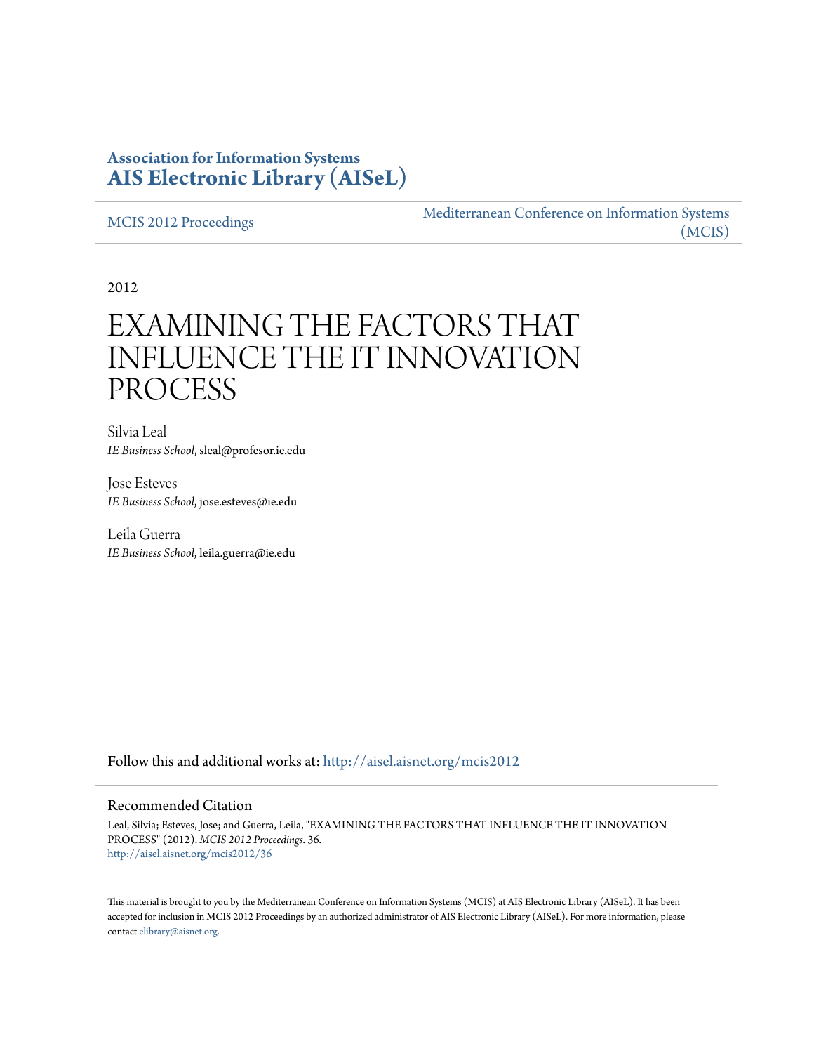**Association for Information Systems**
**AIS Electronic Library (AISeL)**

MCIS 2012 Proceedings

Mediterranean Conference on Information Systems (MCIS)

2012

# EXAMINING THE FACTORS THAT INFLUENCE THE IT INNOVATION PROCESS

Silvia Leal
*IE Business School*, sleal@profesor.ie.edu

Jose Esteves
*IE Business School*, jose.esteves@ie.edu

Leila Guerra
*IE Business School*, leila.guerra@ie.edu

Follow this and additional works at: http://aisel.aisnet.org/mcis2012

## Recommended Citation

Leal, Silvia; Esteves, Jose; and Guerra, Leila, "EXAMINING THE FACTORS THAT INFLUENCE THE IT INNOVATION PROCESS" (2012). *MCIS 2012 Proceedings*. 36.
http://aisel.aisnet.org/mcis2012/36

This material is brought to you by the Mediterranean Conference on Information Systems (MCIS) at AIS Electronic Library (AISeL). It has been accepted for inclusion in MCIS 2012 Proceedings by an authorized administrator of AIS Electronic Library (AISeL). For more information, please contact elibrary@aisnet.org.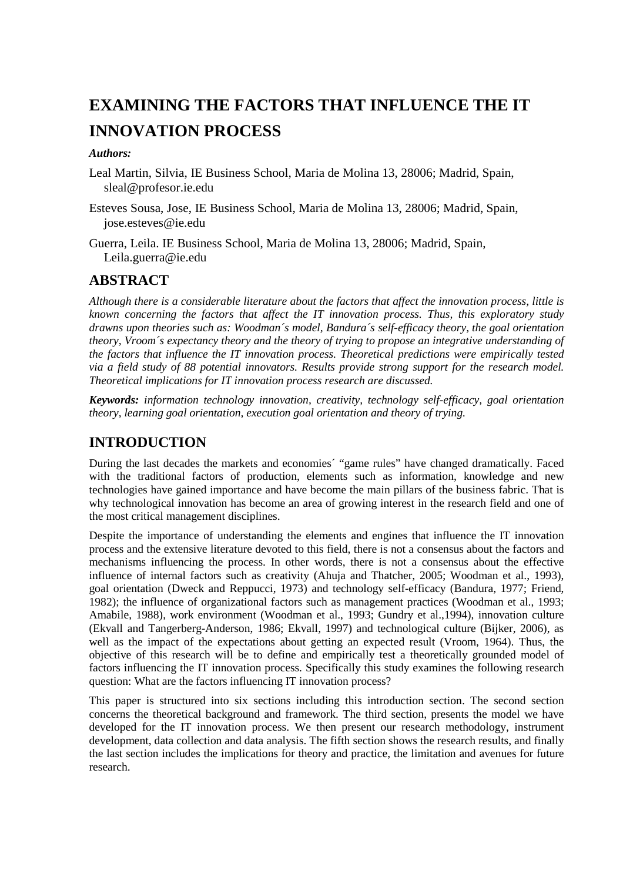# EXAMINING THE FACTORS THAT INFLUENCE THE IT INNOVATION PROCESS

***Authors:***

Leal Martin, Silvia, IE Business School, Maria de Molina 13, 28006; Madrid, Spain, sleal@profesor.ie.edu

Esteves Sousa, Jose, IE Business School, Maria de Molina 13, 28006; Madrid, Spain, jose.esteves@ie.edu

Guerra, Leila. IE Business School, Maria de Molina 13, 28006; Madrid, Spain, Leila.guerra@ie.edu

## ABSTRACT

*Although there is a considerable literature about the factors that affect the innovation process, little is known concerning the factors that affect the IT innovation process. Thus, this exploratory study drawns upon theories such as: Woodman´s model, Bandura´s self-efficacy theory, the goal orientation theory, Vroom´s expectancy theory and the theory of trying to propose an integrative understanding of the factors that influence the IT innovation process. Theoretical predictions were empirically tested via a field study of 88 potential innovators. Results provide strong support for the research model. Theoretical implications for IT innovation process research are discussed.*

***Keywords:*** *information technology innovation, creativity, technology self-efficacy, goal orientation theory, learning goal orientation, execution goal orientation and theory of trying.*

## INTRODUCTION

During the last decades the markets and economies´ "game rules" have changed dramatically. Faced with the traditional factors of production, elements such as information, knowledge and new technologies have gained importance and have become the main pillars of the business fabric. That is why technological innovation has become an area of growing interest in the research field and one of the most critical management disciplines.

Despite the importance of understanding the elements and engines that influence the IT innovation process and the extensive literature devoted to this field, there is not a consensus about the factors and mechanisms influencing the process. In other words, there is not a consensus about the effective influence of internal factors such as creativity (Ahuja and Thatcher, 2005; Woodman et al., 1993), goal orientation (Dweck and Reppucci, 1973) and technology self-efficacy (Bandura, 1977; Friend, 1982); the influence of organizational factors such as management practices (Woodman et al., 1993; Amabile, 1988), work environment (Woodman et al., 1993; Gundry et al.,1994), innovation culture (Ekvall and Tangerberg-Anderson, 1986; Ekvall, 1997) and technological culture (Bijker, 2006), as well as the impact of the expectations about getting an expected result (Vroom, 1964). Thus, the objective of this research will be to define and empirically test a theoretically grounded model of factors influencing the IT innovation process. Specifically this study examines the following research question: What are the factors influencing IT innovation process?

This paper is structured into six sections including this introduction section. The second section concerns the theoretical background and framework. The third section, presents the model we have developed for the IT innovation process. We then present our research methodology, instrument development, data collection and data analysis. The fifth section shows the research results, and finally the last section includes the implications for theory and practice, the limitation and avenues for future research.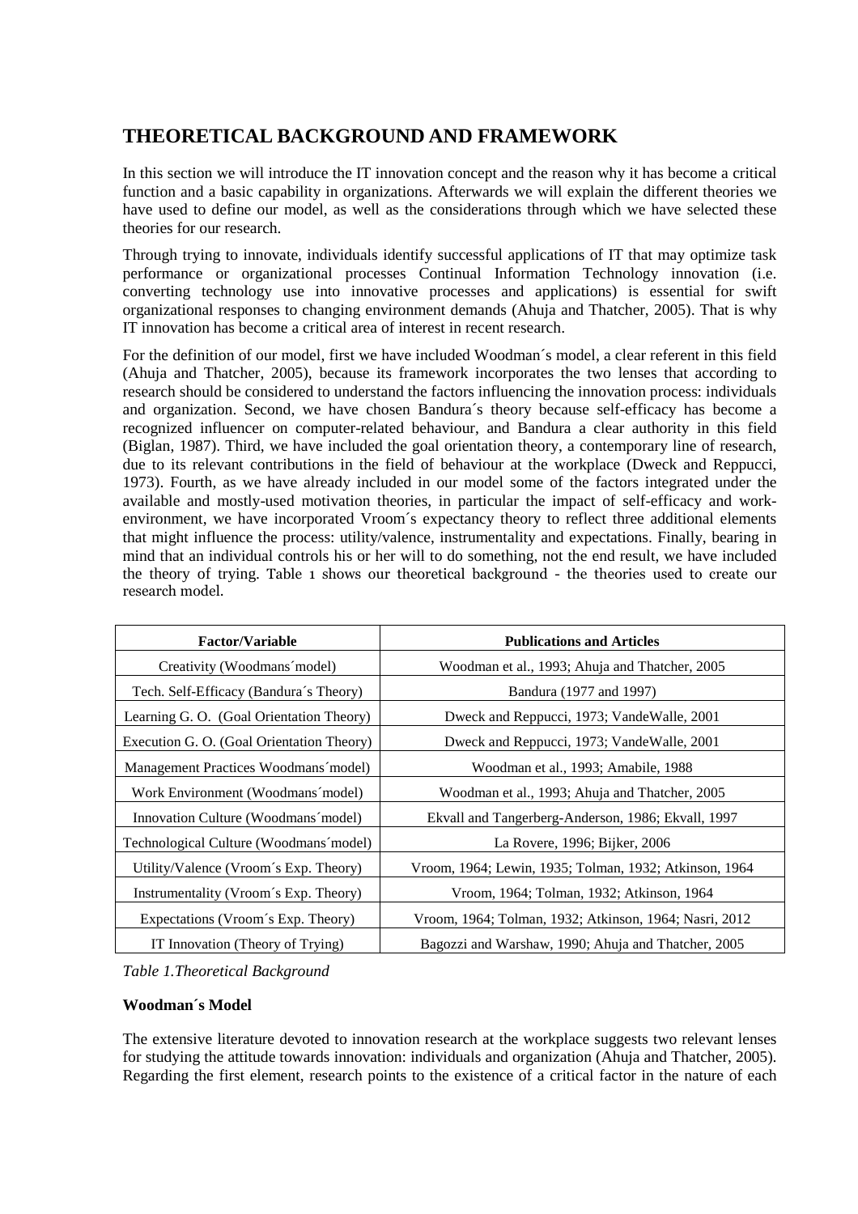# THEORETICAL BACKGROUND AND FRAMEWORK

In this section we will introduce the IT innovation concept and the reason why it has become a critical function and a basic capability in organizations. Afterwards we will explain the different theories we have used to define our model, as well as the considerations through which we have selected these theories for our research.

Through trying to innovate, individuals identify successful applications of IT that may optimize task performance or organizational processes Continual Information Technology innovation (i.e. converting technology use into innovative processes and applications) is essential for swift organizational responses to changing environment demands (Ahuja and Thatcher, 2005). That is why IT innovation has become a critical area of interest in recent research.

For the definition of our model, first we have included Woodman´s model, a clear referent in this field (Ahuja and Thatcher, 2005), because its framework incorporates the two lenses that according to research should be considered to understand the factors influencing the innovation process: individuals and organization. Second, we have chosen Bandura´s theory because self-efficacy has become a recognized influencer on computer-related behaviour, and Bandura a clear authority in this field (Biglan, 1987). Third, we have included the goal orientation theory, a contemporary line of research, due to its relevant contributions in the field of behaviour at the workplace (Dweck and Reppucci, 1973). Fourth, as we have already included in our model some of the factors integrated under the available and mostly-used motivation theories, in particular the impact of self-efficacy and work-environment, we have incorporated Vroom´s expectancy theory to reflect three additional elements that might influence the process: utility/valence, instrumentality and expectations. Finally, bearing in mind that an individual controls his or her will to do something, not the end result, we have included the theory of trying. Table 1 shows our theoretical background - the theories used to create our research model.

| Factor/Variable | Publications and Articles |
|---|---|
| Creativity (Woodmans´model) | Woodman et al., 1993; Ahuja and Thatcher, 2005 |
| Tech. Self-Efficacy (Bandura´s Theory) | Bandura (1977 and 1997) |
| Learning G. O. (Goal Orientation Theory) | Dweck and Reppucci, 1973; VandeWalle, 2001 |
| Execution G. O. (Goal Orientation Theory) | Dweck and Reppucci, 1973; VandeWalle, 2001 |
| Management Practices Woodmans´model) | Woodman et al., 1993; Amabile, 1988 |
| Work Environment (Woodmans´model) | Woodman et al., 1993; Ahuja and Thatcher, 2005 |
| Innovation Culture (Woodmans´model) | Ekvall and Tangerberg-Anderson, 1986; Ekvall, 1997 |
| Technological Culture (Woodmans´model) | La Rovere, 1996; Bijker, 2006 |
| Utility/Valence (Vroom´s Exp. Theory) | Vroom, 1964; Lewin, 1935; Tolman, 1932; Atkinson, 1964 |
| Instrumentality (Vroom´s Exp. Theory) | Vroom, 1964; Tolman, 1932; Atkinson, 1964 |
| Expectations (Vroom´s Exp. Theory) | Vroom, 1964; Tolman, 1932; Atkinson, 1964; Nasri, 2012 |
| IT Innovation (Theory of Trying) | Bagozzi and Warshaw, 1990; Ahuja and Thatcher, 2005 |

*Table 1.Theoretical Background*

**Woodman´s Model**

The extensive literature devoted to innovation research at the workplace suggests two relevant lenses for studying the attitude towards innovation: individuals and organization (Ahuja and Thatcher, 2005). Regarding the first element, research points to the existence of a critical factor in the nature of each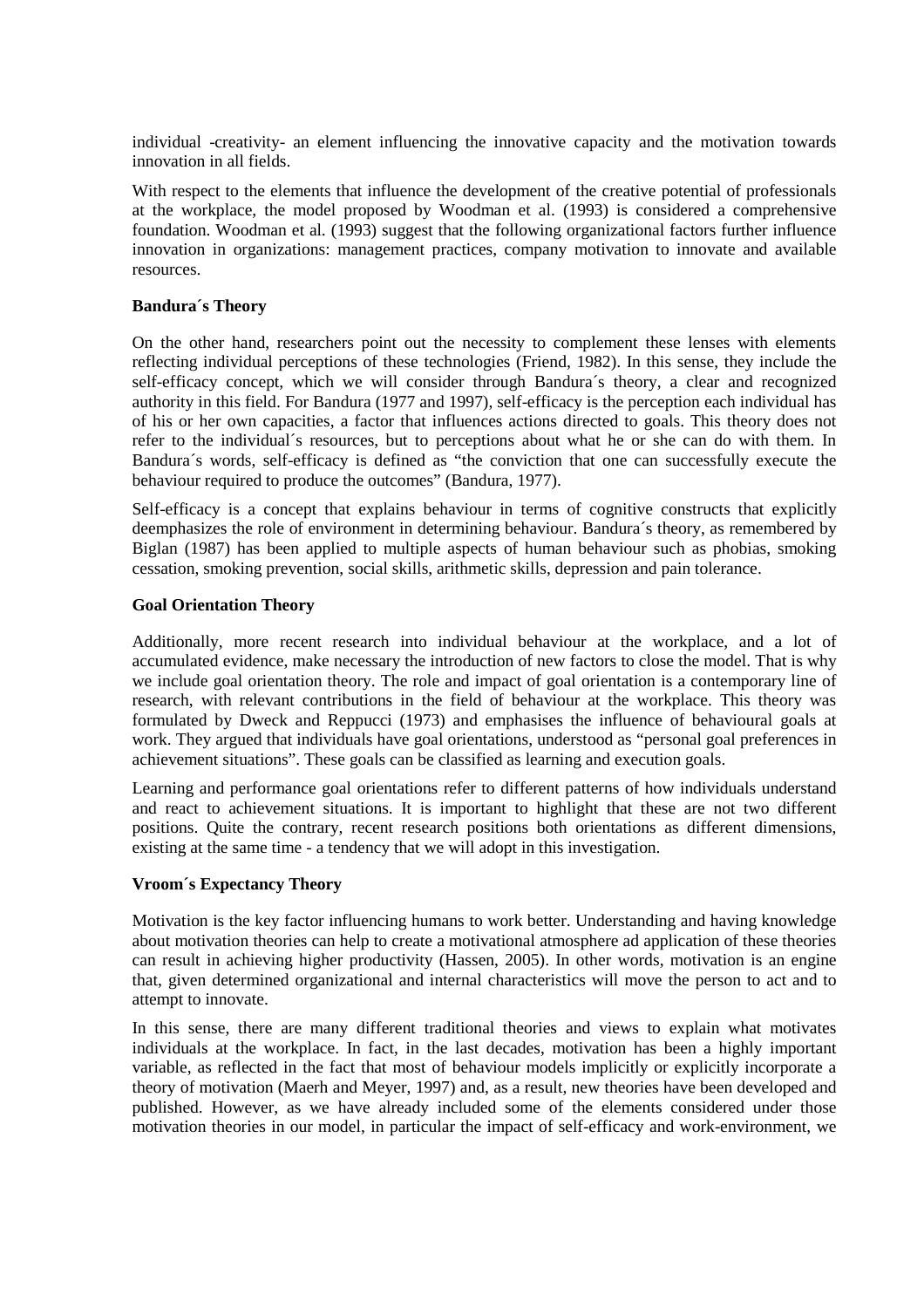individual -creativity- an element influencing the innovative capacity and the motivation towards innovation in all fields.

With respect to the elements that influence the development of the creative potential of professionals at the workplace, the model proposed by Woodman et al. (1993) is considered a comprehensive foundation. Woodman et al. (1993) suggest that the following organizational factors further influence innovation in organizations: management practices, company motivation to innovate and available resources.

**Bandura´s Theory**

On the other hand, researchers point out the necessity to complement these lenses with elements reflecting individual perceptions of these technologies (Friend, 1982). In this sense, they include the self-efficacy concept, which we will consider through Bandura´s theory, a clear and recognized authority in this field. For Bandura (1977 and 1997), self-efficacy is the perception each individual has of his or her own capacities, a factor that influences actions directed to goals. This theory does not refer to the individual´s resources, but to perceptions about what he or she can do with them. In Bandura´s words, self-efficacy is defined as "the conviction that one can successfully execute the behaviour required to produce the outcomes" (Bandura, 1977).

Self-efficacy is a concept that explains behaviour in terms of cognitive constructs that explicitly deemphasizes the role of environment in determining behaviour. Bandura´s theory, as remembered by Biglan (1987) has been applied to multiple aspects of human behaviour such as phobias, smoking cessation, smoking prevention, social skills, arithmetic skills, depression and pain tolerance.

**Goal Orientation Theory**

Additionally, more recent research into individual behaviour at the workplace, and a lot of accumulated evidence, make necessary the introduction of new factors to close the model. That is why we include goal orientation theory. The role and impact of goal orientation is a contemporary line of research, with relevant contributions in the field of behaviour at the workplace. This theory was formulated by Dweck and Reppucci (1973) and emphasises the influence of behavioural goals at work. They argued that individuals have goal orientations, understood as "personal goal preferences in achievement situations". These goals can be classified as learning and execution goals.

Learning and performance goal orientations refer to different patterns of how individuals understand and react to achievement situations. It is important to highlight that these are not two different positions. Quite the contrary, recent research positions both orientations as different dimensions, existing at the same time - a tendency that we will adopt in this investigation.

**Vroom´s Expectancy Theory**

Motivation is the key factor influencing humans to work better. Understanding and having knowledge about motivation theories can help to create a motivational atmosphere ad application of these theories can result in achieving higher productivity (Hassen, 2005). In other words, motivation is an engine that, given determined organizational and internal characteristics will move the person to act and to attempt to innovate.

In this sense, there are many different traditional theories and views to explain what motivates individuals at the workplace. In fact, in the last decades, motivation has been a highly important variable, as reflected in the fact that most of behaviour models implicitly or explicitly incorporate a theory of motivation (Maerh and Meyer, 1997) and, as a result, new theories have been developed and published. However, as we have already included some of the elements considered under those motivation theories in our model, in particular the impact of self-efficacy and work-environment, we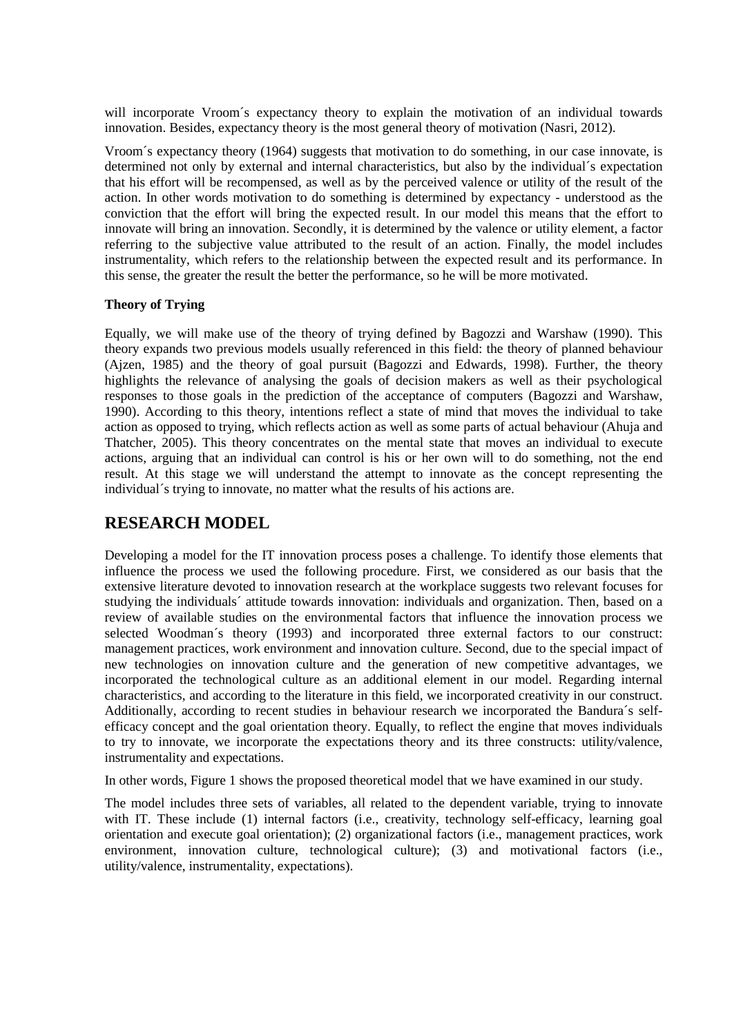will incorporate Vroom´s expectancy theory to explain the motivation of an individual towards innovation. Besides, expectancy theory is the most general theory of motivation (Nasri, 2012).

Vroom´s expectancy theory (1964) suggests that motivation to do something, in our case innovate, is determined not only by external and internal characteristics, but also by the individual´s expectation that his effort will be recompensed, as well as by the perceived valence or utility of the result of the action. In other words motivation to do something is determined by expectancy - understood as the conviction that the effort will bring the expected result. In our model this means that the effort to innovate will bring an innovation. Secondly, it is determined by the valence or utility element, a factor referring to the subjective value attributed to the result of an action. Finally, the model includes instrumentality, which refers to the relationship between the expected result and its performance. In this sense, the greater the result the better the performance, so he will be more motivated.

**Theory of Trying**

Equally, we will make use of the theory of trying defined by Bagozzi and Warshaw (1990). This theory expands two previous models usually referenced in this field: the theory of planned behaviour (Ajzen, 1985) and the theory of goal pursuit (Bagozzi and Edwards, 1998). Further, the theory highlights the relevance of analysing the goals of decision makers as well as their psychological responses to those goals in the prediction of the acceptance of computers (Bagozzi and Warshaw, 1990). According to this theory, intentions reflect a state of mind that moves the individual to take action as opposed to trying, which reflects action as well as some parts of actual behaviour (Ahuja and Thatcher, 2005). This theory concentrates on the mental state that moves an individual to execute actions, arguing that an individual can control is his or her own will to do something, not the end result. At this stage we will understand the attempt to innovate as the concept representing the individual´s trying to innovate, no matter what the results of his actions are.

## RESEARCH MODEL

Developing a model for the IT innovation process poses a challenge. To identify those elements that influence the process we used the following procedure. First, we considered as our basis that the extensive literature devoted to innovation research at the workplace suggests two relevant focuses for studying the individuals´ attitude towards innovation: individuals and organization. Then, based on a review of available studies on the environmental factors that influence the innovation process we selected Woodman´s theory (1993) and incorporated three external factors to our construct: management practices, work environment and innovation culture. Second, due to the special impact of new technologies on innovation culture and the generation of new competitive advantages, we incorporated the technological culture as an additional element in our model. Regarding internal characteristics, and according to the literature in this field, we incorporated creativity in our construct. Additionally, according to recent studies in behaviour research we incorporated the Bandura´s self-efficacy concept and the goal orientation theory. Equally, to reflect the engine that moves individuals to try to innovate, we incorporate the expectations theory and its three constructs: utility/valence, instrumentality and expectations.

In other words, Figure 1 shows the proposed theoretical model that we have examined in our study.

The model includes three sets of variables, all related to the dependent variable, trying to innovate with IT. These include (1) internal factors (i.e., creativity, technology self-efficacy, learning goal orientation and execute goal orientation); (2) organizational factors (i.e., management practices, work environment, innovation culture, technological culture); (3) and motivational factors (i.e., utility/valence, instrumentality, expectations).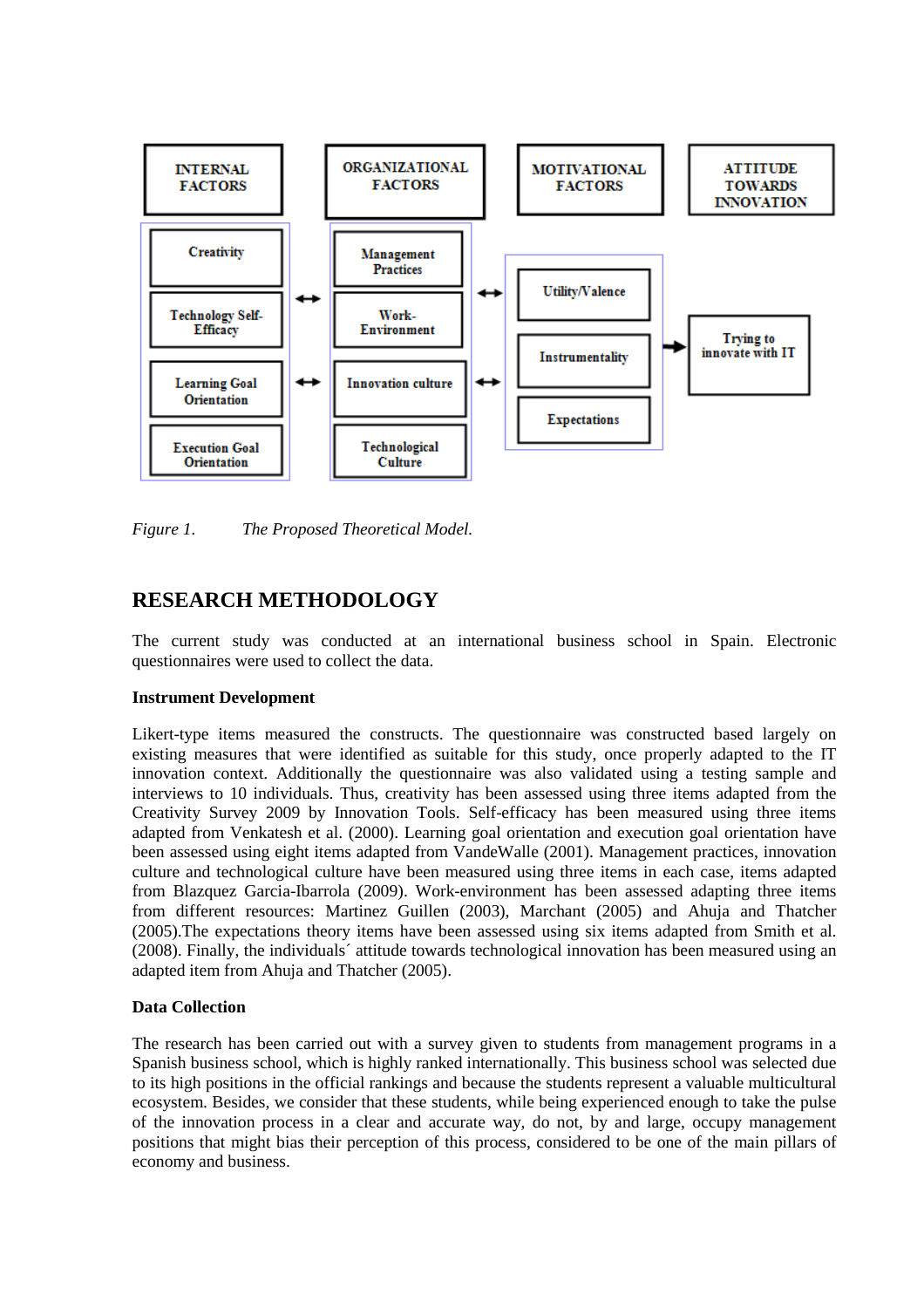| INTERNAL FACTORS | | ORGANIZATIONAL FACTORS | | MOTIVATIONAL FACTORS | | ATTITUDE TOWARDS INNOVATION |
|---|---|---|---|---|---|---|
| Creativity | | Management Practices | | | | |
| Technology Self-Efficacy | ↔ | Work-Environment | ↔ | Utility/Valence | | |
| | | | | Instrumentality | → | Trying to innovate with IT |
| Learning Goal Orientation | ↔ | Innovation culture | ↔ | Expectations | | |
| Execution Goal Orientation | | Technological Culture | | | | |

*Figure 1.* *The Proposed Theoretical Model.*

## RESEARCH METHODOLOGY

The current study was conducted at an international business school in Spain. Electronic questionnaires were used to collect the data.

### Instrument Development

Likert-type items measured the constructs. The questionnaire was constructed based largely on existing measures that were identified as suitable for this study, once properly adapted to the IT innovation context. Additionally the questionnaire was also validated using a testing sample and interviews to 10 individuals. Thus, creativity has been assessed using three items adapted from the Creativity Survey 2009 by Innovation Tools. Self-efficacy has been measured using three items adapted from Venkatesh et al. (2000). Learning goal orientation and execution goal orientation have been assessed using eight items adapted from VandeWalle (2001). Management practices, innovation culture and technological culture have been measured using three items in each case, items adapted from Blazquez Garcia-Ibarrola (2009). Work-environment has been assessed adapting three items from different resources: Martinez Guillen (2003), Marchant (2005) and Ahuja and Thatcher (2005).The expectations theory items have been assessed using six items adapted from Smith et al. (2008). Finally, the individuals´ attitude towards technological innovation has been measured using an adapted item from Ahuja and Thatcher (2005).

### Data Collection

The research has been carried out with a survey given to students from management programs in a Spanish business school, which is highly ranked internationally. This business school was selected due to its high positions in the official rankings and because the students represent a valuable multicultural ecosystem. Besides, we consider that these students, while being experienced enough to take the pulse of the innovation process in a clear and accurate way, do not, by and large, occupy management positions that might bias their perception of this process, considered to be one of the main pillars of economy and business.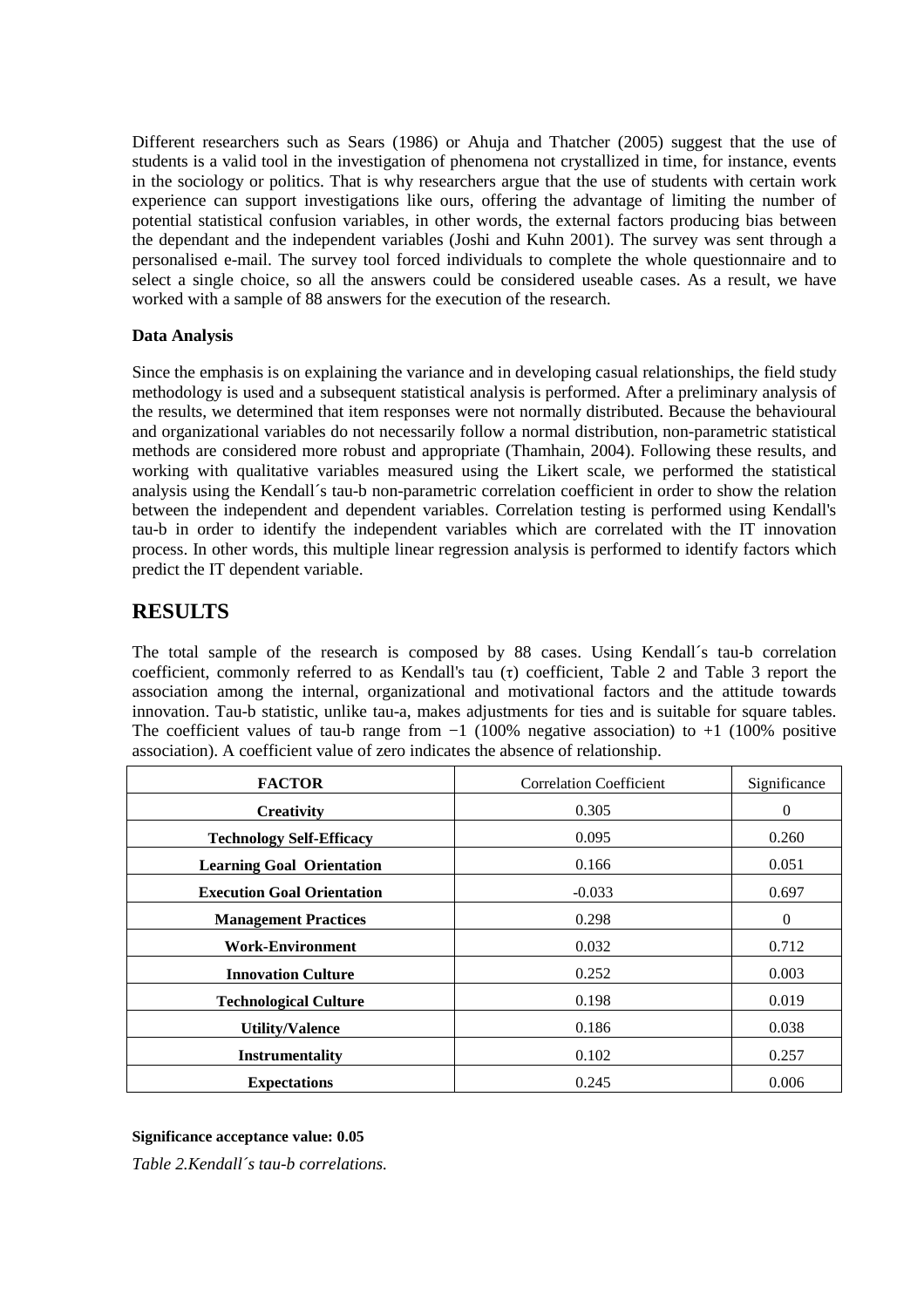Different researchers such as Sears (1986) or Ahuja and Thatcher (2005) suggest that the use of students is a valid tool in the investigation of phenomena not crystallized in time, for instance, events in the sociology or politics. That is why researchers argue that the use of students with certain work experience can support investigations like ours, offering the advantage of limiting the number of potential statistical confusion variables, in other words, the external factors producing bias between the dependant and the independent variables (Joshi and Kuhn 2001). The survey was sent through a personalised e-mail. The survey tool forced individuals to complete the whole questionnaire and to select a single choice, so all the answers could be considered useable cases. As a result, we have worked with a sample of 88 answers for the execution of the research.

**Data Analysis**

Since the emphasis is on explaining the variance and in developing casual relationships, the field study methodology is used and a subsequent statistical analysis is performed. After a preliminary analysis of the results, we determined that item responses were not normally distributed. Because the behavioural and organizational variables do not necessarily follow a normal distribution, non-parametric statistical methods are considered more robust and appropriate (Thamhain, 2004). Following these results, and working with qualitative variables measured using the Likert scale, we performed the statistical analysis using the Kendall´s tau-b non-parametric correlation coefficient in order to show the relation between the independent and dependent variables. Correlation testing is performed using Kendall's tau-b in order to identify the independent variables which are correlated with the IT innovation process. In other words, this multiple linear regression analysis is performed to identify factors which predict the IT dependent variable.

# RESULTS

The total sample of the research is composed by 88 cases. Using Kendall´s tau-b correlation coefficient, commonly referred to as Kendall's tau ($\tau$) coefficient, Table 2 and Table 3 report the association among the internal, organizational and motivational factors and the attitude towards innovation. Tau-b statistic, unlike tau-a, makes adjustments for ties and is suitable for square tables. The coefficient values of tau-b range from $-1$ (100% negative association) to $+1$ (100% positive association). A coefficient value of zero indicates the absence of relationship.

| FACTOR | Correlation Coefficient | Significance |
|---|---|---|
| **Creativity** | 0.305 | 0 |
| **Technology Self-Efficacy** | 0.095 | 0.260 |
| **Learning Goal Orientation** | 0.166 | 0.051 |
| **Execution Goal Orientation** | -0.033 | 0.697 |
| **Management Practices** | 0.298 | 0 |
| **Work-Environment** | 0.032 | 0.712 |
| **Innovation Culture** | 0.252 | 0.003 |
| **Technological Culture** | 0.198 | 0.019 |
| **Utility/Valence** | 0.186 | 0.038 |
| **Instrumentality** | 0.102 | 0.257 |
| **Expectations** | 0.245 | 0.006 |

**Significance acceptance value: 0.05**

*Table 2.Kendall´s tau-b correlations.*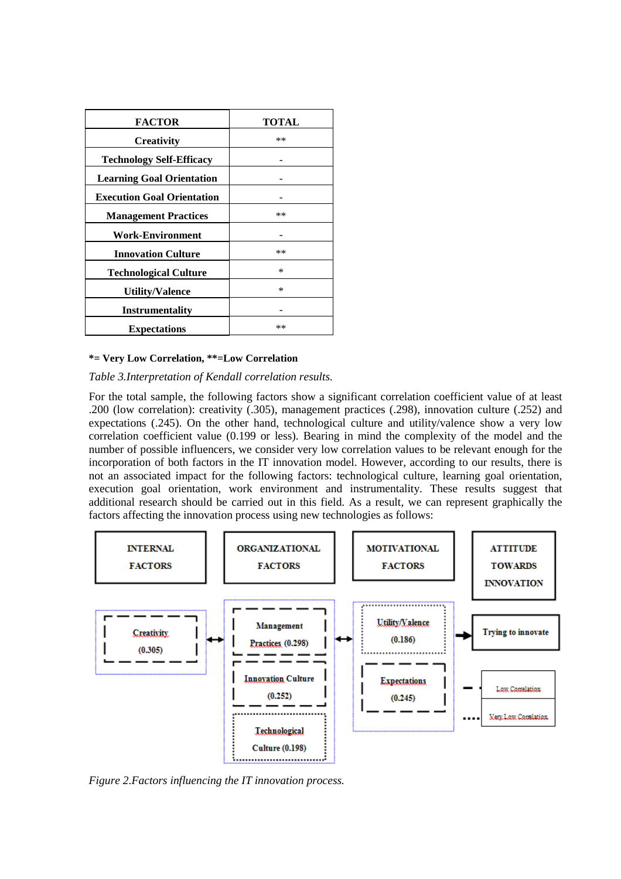| FACTOR | TOTAL |
|---|---|
| **Creativity** | ** |
| **Technology Self-Efficacy** | - |
| **Learning Goal Orientation** | - |
| **Execution Goal Orientation** | - |
| **Management Practices** | ** |
| **Work-Environment** | - |
| **Innovation Culture** | ** |
| **Technological Culture** | * |
| **Utility/Valence** | * |
| **Instrumentality** | - |
| **Expectations** | ** |

**\*= Very Low Correlation, \*\*=Low Correlation**

*Table 3.Interpretation of Kendall correlation results.*

For the total sample, the following factors show a significant correlation coefficient value of at least .200 (low correlation): creativity (.305), management practices (.298), innovation culture (.252) and expectations (.245). On the other hand, technological culture and utility/valence show a very low correlation coefficient value (0.199 or less). Bearing in mind the complexity of the model and the number of possible influencers, we consider very low correlation values to be relevant enough for the incorporation of both factors in the IT innovation model. However, according to our results, there is not an associated impact for the following factors: technological culture, learning goal orientation, execution goal orientation, work environment and instrumentality. These results suggest that additional research should be carried out in this field. As a result, we can represent graphically the factors affecting the innovation process using new technologies as follows:

*Figure 2.Factors influencing the IT innovation process.*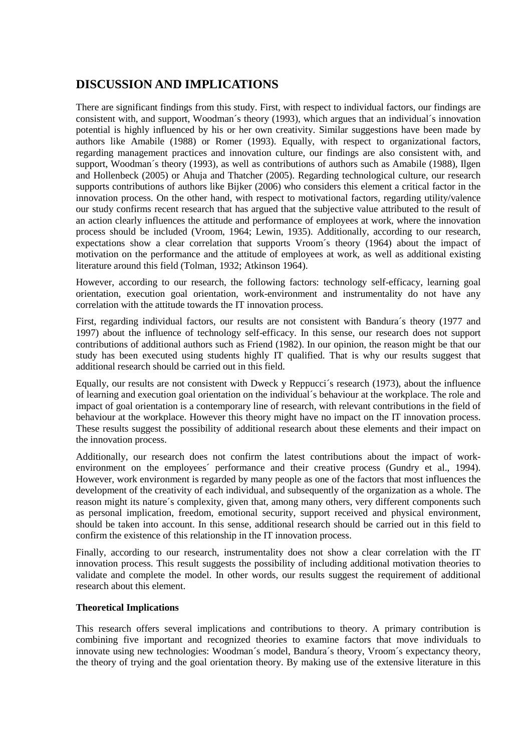## DISCUSSION AND IMPLICATIONS

There are significant findings from this study. First, with respect to individual factors, our findings are consistent with, and support, Woodman´s theory (1993), which argues that an individual´s innovation potential is highly influenced by his or her own creativity. Similar suggestions have been made by authors like Amabile (1988) or Romer (1993). Equally, with respect to organizational factors, regarding management practices and innovation culture, our findings are also consistent with, and support, Woodman´s theory (1993), as well as contributions of authors such as Amabile (1988), Ilgen and Hollenbeck (2005) or Ahuja and Thatcher (2005). Regarding technological culture, our research supports contributions of authors like Bijker (2006) who considers this element a critical factor in the innovation process. On the other hand, with respect to motivational factors, regarding utility/valence our study confirms recent research that has argued that the subjective value attributed to the result of an action clearly influences the attitude and performance of employees at work, where the innovation process should be included (Vroom, 1964; Lewin, 1935). Additionally, according to our research, expectations show a clear correlation that supports Vroom´s theory (1964) about the impact of motivation on the performance and the attitude of employees at work, as well as additional existing literature around this field (Tolman, 1932; Atkinson 1964).

However, according to our research, the following factors: technology self-efficacy, learning goal orientation, execution goal orientation, work-environment and instrumentality do not have any correlation with the attitude towards the IT innovation process.

First, regarding individual factors, our results are not consistent with Bandura´s theory (1977 and 1997) about the influence of technology self-efficacy. In this sense, our research does not support contributions of additional authors such as Friend (1982). In our opinion, the reason might be that our study has been executed using students highly IT qualified. That is why our results suggest that additional research should be carried out in this field.

Equally, our results are not consistent with Dweck y Reppucci´s research (1973), about the influence of learning and execution goal orientation on the individual´s behaviour at the workplace. The role and impact of goal orientation is a contemporary line of research, with relevant contributions in the field of behaviour at the workplace. However this theory might have no impact on the IT innovation process. These results suggest the possibility of additional research about these elements and their impact on the innovation process.

Additionally, our research does not confirm the latest contributions about the impact of work-environment on the employees´ performance and their creative process (Gundry et al., 1994). However, work environment is regarded by many people as one of the factors that most influences the development of the creativity of each individual, and subsequently of the organization as a whole. The reason might its nature´s complexity, given that, among many others, very different components such as personal implication, freedom, emotional security, support received and physical environment, should be taken into account. In this sense, additional research should be carried out in this field to confirm the existence of this relationship in the IT innovation process.

Finally, according to our research, instrumentality does not show a clear correlation with the IT innovation process. This result suggests the possibility of including additional motivation theories to validate and complete the model. In other words, our results suggest the requirement of additional research about this element.

### Theoretical Implications

This research offers several implications and contributions to theory. A primary contribution is combining five important and recognized theories to examine factors that move individuals to innovate using new technologies: Woodman´s model, Bandura´s theory, Vroom´s expectancy theory, the theory of trying and the goal orientation theory. By making use of the extensive literature in this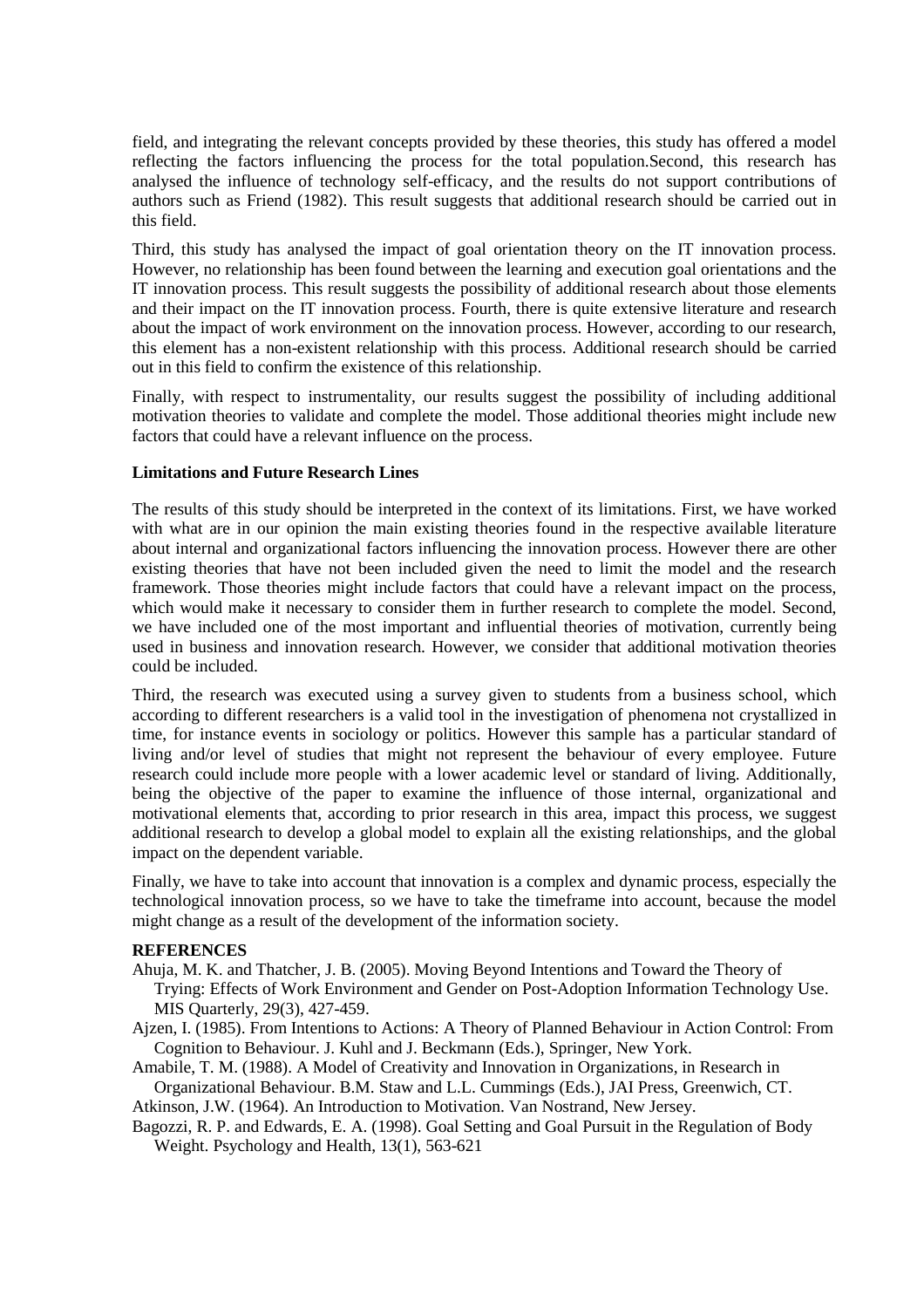field, and integrating the relevant concepts provided by these theories, this study has offered a model reflecting the factors influencing the process for the total population.Second, this research has analysed the influence of technology self-efficacy, and the results do not support contributions of authors such as Friend (1982). This result suggests that additional research should be carried out in this field.

Third, this study has analysed the impact of goal orientation theory on the IT innovation process. However, no relationship has been found between the learning and execution goal orientations and the IT innovation process. This result suggests the possibility of additional research about those elements and their impact on the IT innovation process. Fourth, there is quite extensive literature and research about the impact of work environment on the innovation process. However, according to our research, this element has a non-existent relationship with this process. Additional research should be carried out in this field to confirm the existence of this relationship.

Finally, with respect to instrumentality, our results suggest the possibility of including additional motivation theories to validate and complete the model. Those additional theories might include new factors that could have a relevant influence on the process.

**Limitations and Future Research Lines**

The results of this study should be interpreted in the context of its limitations. First, we have worked with what are in our opinion the main existing theories found in the respective available literature about internal and organizational factors influencing the innovation process. However there are other existing theories that have not been included given the need to limit the model and the research framework. Those theories might include factors that could have a relevant impact on the process, which would make it necessary to consider them in further research to complete the model. Second, we have included one of the most important and influential theories of motivation, currently being used in business and innovation research. However, we consider that additional motivation theories could be included.

Third, the research was executed using a survey given to students from a business school, which according to different researchers is a valid tool in the investigation of phenomena not crystallized in time, for instance events in sociology or politics. However this sample has a particular standard of living and/or level of studies that might not represent the behaviour of every employee. Future research could include more people with a lower academic level or standard of living. Additionally, being the objective of the paper to examine the influence of those internal, organizational and motivational elements that, according to prior research in this area, impact this process, we suggest additional research to develop a global model to explain all the existing relationships, and the global impact on the dependent variable.

Finally, we have to take into account that innovation is a complex and dynamic process, especially the technological innovation process, so we have to take the timeframe into account, because the model might change as a result of the development of the information society.

**REFERENCES**

Ahuja, M. K. and Thatcher, J. B. (2005). Moving Beyond Intentions and Toward the Theory of Trying: Effects of Work Environment and Gender on Post-Adoption Information Technology Use. MIS Quarterly, 29(3), 427-459.

Ajzen, I. (1985). From Intentions to Actions: A Theory of Planned Behaviour in Action Control: From Cognition to Behaviour. J. Kuhl and J. Beckmann (Eds.), Springer, New York.

Amabile, T. M. (1988). A Model of Creativity and Innovation in Organizations, in Research in Organizational Behaviour. B.M. Staw and L.L. Cummings (Eds.), JAI Press, Greenwich, CT.

Atkinson, J.W. (1964). An Introduction to Motivation. Van Nostrand, New Jersey.

Bagozzi, R. P. and Edwards, E. A. (1998). Goal Setting and Goal Pursuit in the Regulation of Body Weight. Psychology and Health, 13(1), 563-621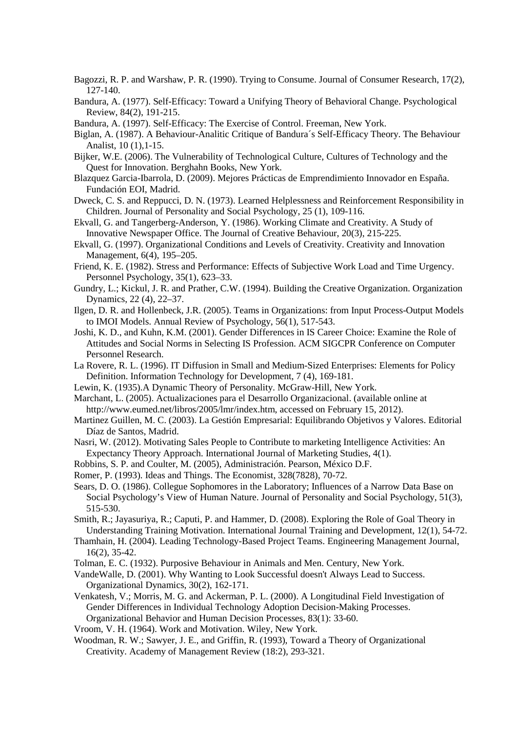Bagozzi, R. P. and Warshaw, P. R. (1990). Trying to Consume. Journal of Consumer Research, 17(2), 127-140.

Bandura, A. (1977). Self-Efficacy: Toward a Unifying Theory of Behavioral Change. Psychological Review, 84(2), 191-215.

Bandura, A. (1997). Self-Efficacy: The Exercise of Control. Freeman, New York.

Biglan, A. (1987). A Behaviour-Analitic Critique of Bandura´s Self-Efficacy Theory. The Behaviour Analist, 10 (1),1-15.

Bijker, W.E. (2006). The Vulnerability of Technological Culture, Cultures of Technology and the Quest for Innovation. Berghahn Books, New York.

Blazquez Garcia-Ibarrola, D. (2009). Mejores Prácticas de Emprendimiento Innovador en España. Fundación EOI, Madrid.

Dweck, C. S. and Reppucci, D. N. (1973). Learned Helplessness and Reinforcement Responsibility in Children. Journal of Personality and Social Psychology, 25 (1), 109-116.

Ekvall, G. and Tangerberg-Anderson, Y. (1986). Working Climate and Creativity. A Study of Innovative Newspaper Office. The Journal of Creative Behaviour, 20(3), 215-225.

Ekvall, G. (1997). Organizational Conditions and Levels of Creativity. Creativity and Innovation Management, 6(4), 195–205.

Friend, K. E. (1982). Stress and Performance: Effects of Subjective Work Load and Time Urgency. Personnel Psychology, 35(1), 623–33.

Gundry, L.; Kickul, J. R. and Prather, C.W. (1994). Building the Creative Organization. Organization Dynamics, 22 (4), 22–37.

Ilgen, D. R. and Hollenbeck, J.R. (2005). Teams in Organizations: from Input Process-Output Models to IMOI Models. Annual Review of Psychology, 56(1), 517-543.

Joshi, K. D., and Kuhn, K.M. (2001). Gender Differences in IS Career Choice: Examine the Role of Attitudes and Social Norms in Selecting IS Profession. ACM SIGCPR Conference on Computer Personnel Research.

La Rovere, R. L. (1996). IT Diffusion in Small and Medium-Sized Enterprises: Elements for Policy Definition. Information Technology for Development, 7 (4), 169-181.

Lewin, K. (1935).A Dynamic Theory of Personality. McGraw-Hill, New York.

Marchant, L. (2005). Actualizaciones para el Desarrollo Organizacional. (available online at http://www.eumed.net/libros/2005/lmr/index.htm, accessed on February 15, 2012).

Martinez Guillen, M. C. (2003). La Gestión Empresarial: Equilibrando Objetivos y Valores. Editorial Díaz de Santos, Madrid.

Nasri, W. (2012). Motivating Sales People to Contribute to marketing Intelligence Activities: An Expectancy Theory Approach. International Journal of Marketing Studies, 4(1).

Robbins, S. P. and Coulter, M. (2005), Administración. Pearson, México D.F.

Romer, P. (1993). Ideas and Things. The Economist, 328(7828), 70-72.

Sears, D. O. (1986). Collegue Sophomores in the Laboratory; Influences of a Narrow Data Base on Social Psychology's View of Human Nature. Journal of Personality and Social Psychology, 51(3), 515-530.

Smith, R.; Jayasuriya, R.; Caputi, P. and Hammer, D. (2008). Exploring the Role of Goal Theory in Understanding Training Motivation. International Journal Training and Development, 12(1), 54-72.

Thamhain, H. (2004). Leading Technology-Based Project Teams. Engineering Management Journal, 16(2), 35-42.

Tolman, E. C. (1932). Purposive Behaviour in Animals and Men. Century, New York.

VandeWalle, D. (2001). Why Wanting to Look Successful doesn't Always Lead to Success. Organizational Dynamics, 30(2), 162-171.

Venkatesh, V.; Morris, M. G. and Ackerman, P. L. (2000). A Longitudinal Field Investigation of Gender Differences in Individual Technology Adoption Decision-Making Processes. Organizational Behavior and Human Decision Processes, 83(1): 33-60.

Vroom, V. H. (1964). Work and Motivation. Wiley, New York.

Woodman, R. W.; Sawyer, J. E., and Griffin, R. (1993), Toward a Theory of Organizational Creativity. Academy of Management Review (18:2), 293-321.